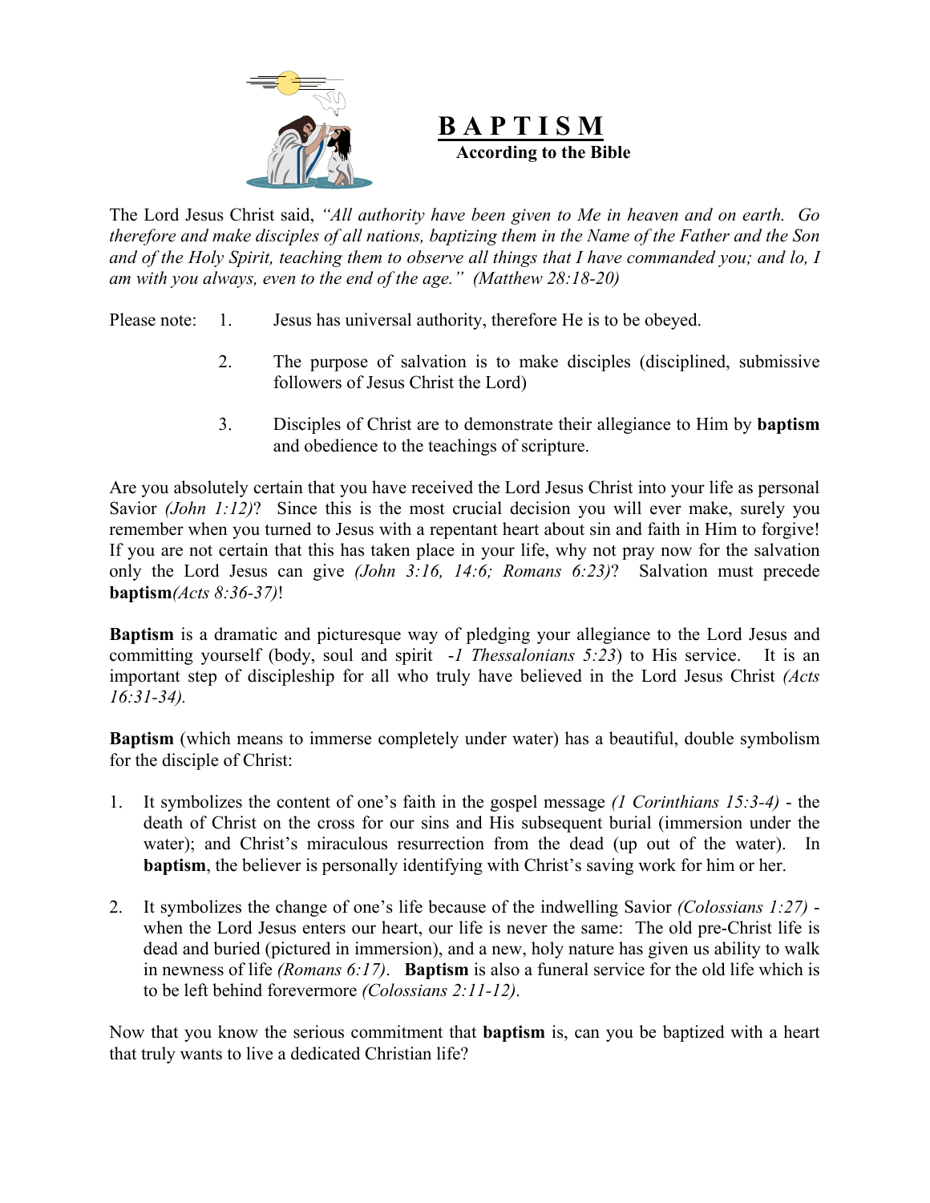# BAPTISM

**According to the Bible**

The Lord Jesus Christ said, *"All authority have been given to Me in heaven and on earth. Go therefore and make disciples of all nations, baptizing them in the Name of the Father and the Son and of the Holy Spirit, teaching them to observe all things that I have commanded you; and lo, I am with you always, even to the end of the age." (Matthew 28:18-20)*

Please note:

1. Jesus has universal authority, therefore He is to be obeyed.

2. The purpose of salvation is to make disciples (disciplined, submissive followers of Jesus Christ the Lord)

3. Disciples of Christ are to demonstrate their allegiance to Him by **baptism** and obedience to the teachings of scripture.

Are you absolutely certain that you have received the Lord Jesus Christ into your life as personal Savior *(John 1:12)*? Since this is the most crucial decision you will ever make, surely you remember when you turned to Jesus with a repentant heart about sin and faith in Him to forgive! If you are not certain that this has taken place in your life, why not pray now for the salvation only the Lord Jesus can give *(John 3:16, 14:6; Romans 6:23)*? Salvation must precede **baptism***(Acts 8:36-37)*!

**Baptism** is a dramatic and picturesque way of pledging your allegiance to the Lord Jesus and committing yourself (body, soul and spirit -*1 Thessalonians 5:23*) to His service. It is an important step of discipleship for all who truly have believed in the Lord Jesus Christ *(Acts 16:31-34).*

**Baptism** (which means to immerse completely under water) has a beautiful, double symbolism for the disciple of Christ:

1. It symbolizes the content of one's faith in the gospel message *(1 Corinthians 15:3-4)* - the death of Christ on the cross for our sins and His subsequent burial (immersion under the water); and Christ's miraculous resurrection from the dead (up out of the water). In **baptism**, the believer is personally identifying with Christ's saving work for him or her.

2. It symbolizes the change of one's life because of the indwelling Savior *(Colossians 1:27)* - when the Lord Jesus enters our heart, our life is never the same: The old pre-Christ life is dead and buried (pictured in immersion), and a new, holy nature has given us ability to walk in newness of life *(Romans 6:17)*. **Baptism** is also a funeral service for the old life which is to be left behind forevermore *(Colossians 2:11-12)*.

Now that you know the serious commitment that **baptism** is, can you be baptized with a heart that truly wants to live a dedicated Christian life?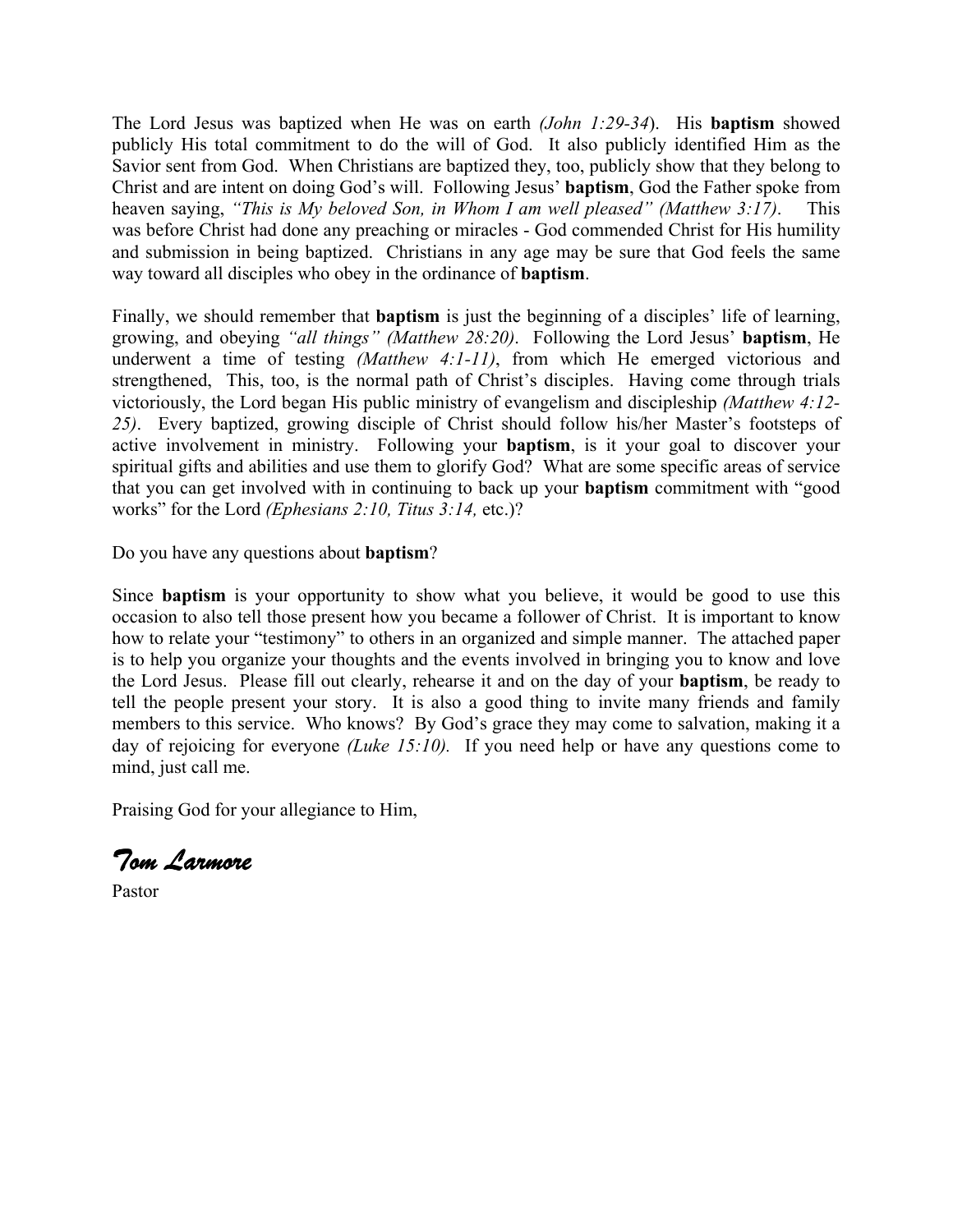The Lord Jesus was baptized when He was on earth *(John 1:29-34*). His **baptism** showed publicly His total commitment to do the will of God. It also publicly identified Him as the Savior sent from God. When Christians are baptized they, too, publicly show that they belong to Christ and are intent on doing God's will. Following Jesus' **baptism**, God the Father spoke from heaven saying, *"This is My beloved Son, in Whom I am well pleased" (Matthew 3:17)*. This was before Christ had done any preaching or miracles - God commended Christ for His humility and submission in being baptized. Christians in any age may be sure that God feels the same way toward all disciples who obey in the ordinance of **baptism**.

Finally, we should remember that **baptism** is just the beginning of a disciples' life of learning, growing, and obeying *"all things" (Matthew 28:20)*. Following the Lord Jesus' **baptism**, He underwent a time of testing *(Matthew 4:1-11)*, from which He emerged victorious and strengthened, This, too, is the normal path of Christ's disciples. Having come through trials victoriously, the Lord began His public ministry of evangelism and discipleship *(Matthew 4:12-25)*. Every baptized, growing disciple of Christ should follow his/her Master's footsteps of active involvement in ministry. Following your **baptism**, is it your goal to discover your spiritual gifts and abilities and use them to glorify God? What are some specific areas of service that you can get involved with in continuing to back up your **baptism** commitment with "good works" for the Lord *(Ephesians 2:10, Titus 3:14,* etc.)?

Do you have any questions about **baptism**?

Since **baptism** is your opportunity to show what you believe, it would be good to use this occasion to also tell those present how you became a follower of Christ. It is important to know how to relate your "testimony" to others in an organized and simple manner. The attached paper is to help you organize your thoughts and the events involved in bringing you to know and love the Lord Jesus. Please fill out clearly, rehearse it and on the day of your **baptism**, be ready to tell the people present your story. It is also a good thing to invite many friends and family members to this service. Who knows? By God's grace they may come to salvation, making it a day of rejoicing for everyone *(Luke 15:10).* If you need help or have any questions come to mind, just call me.

Praising God for your allegiance to Him,

***Tom Larmore***

Pastor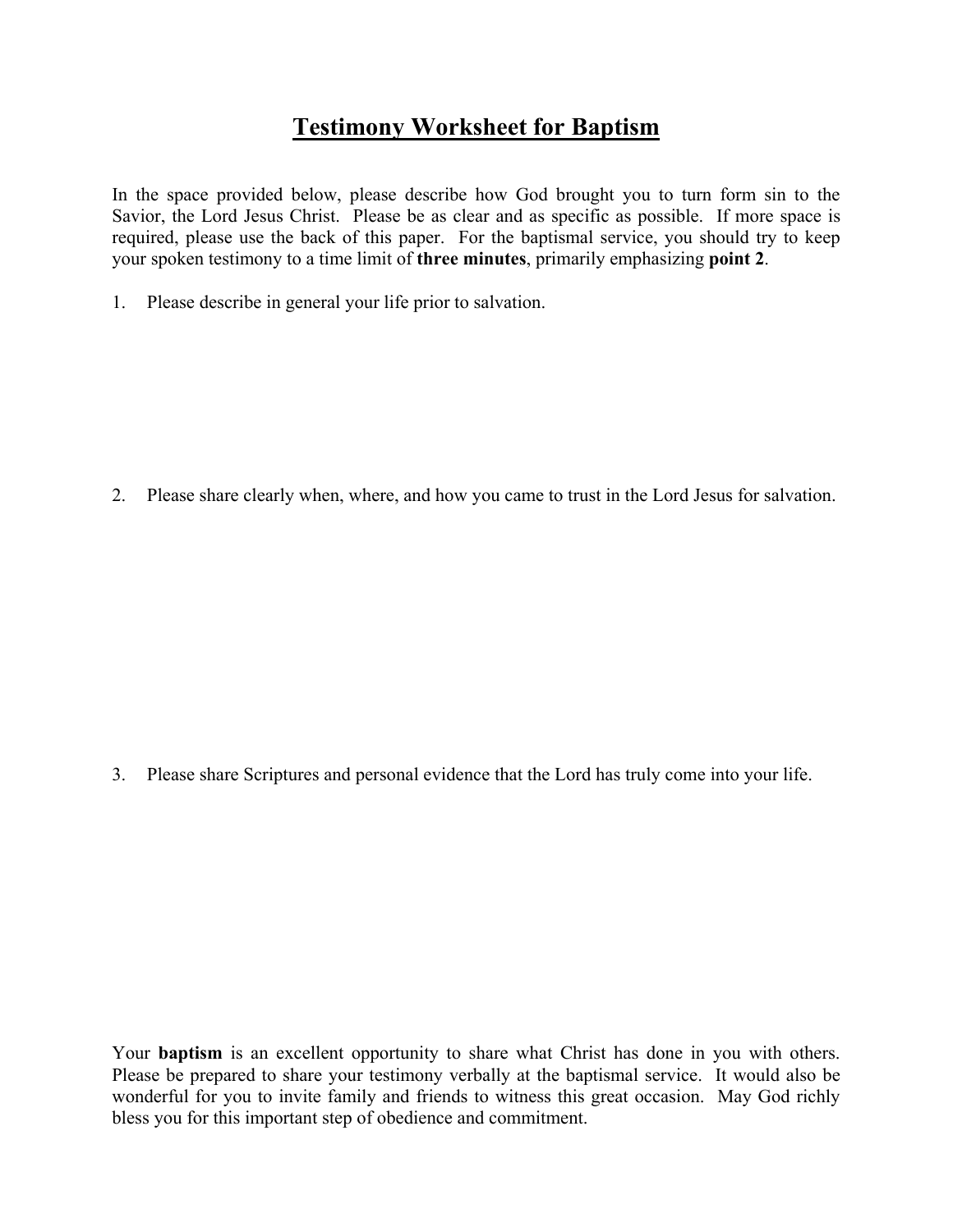# Testimony Worksheet for Baptism

In the space provided below, please describe how God brought you to turn form sin to the Savior, the Lord Jesus Christ. Please be as clear and as specific as possible. If more space is required, please use the back of this paper. For the baptismal service, you should try to keep your spoken testimony to a time limit of **three minutes**, primarily emphasizing **point 2**.

1. Please describe in general your life prior to salvation.

2. Please share clearly when, where, and how you came to trust in the Lord Jesus for salvation.

3. Please share Scriptures and personal evidence that the Lord has truly come into your life.

Your **baptism** is an excellent opportunity to share what Christ has done in you with others. Please be prepared to share your testimony verbally at the baptismal service. It would also be wonderful for you to invite family and friends to witness this great occasion. May God richly bless you for this important step of obedience and commitment.